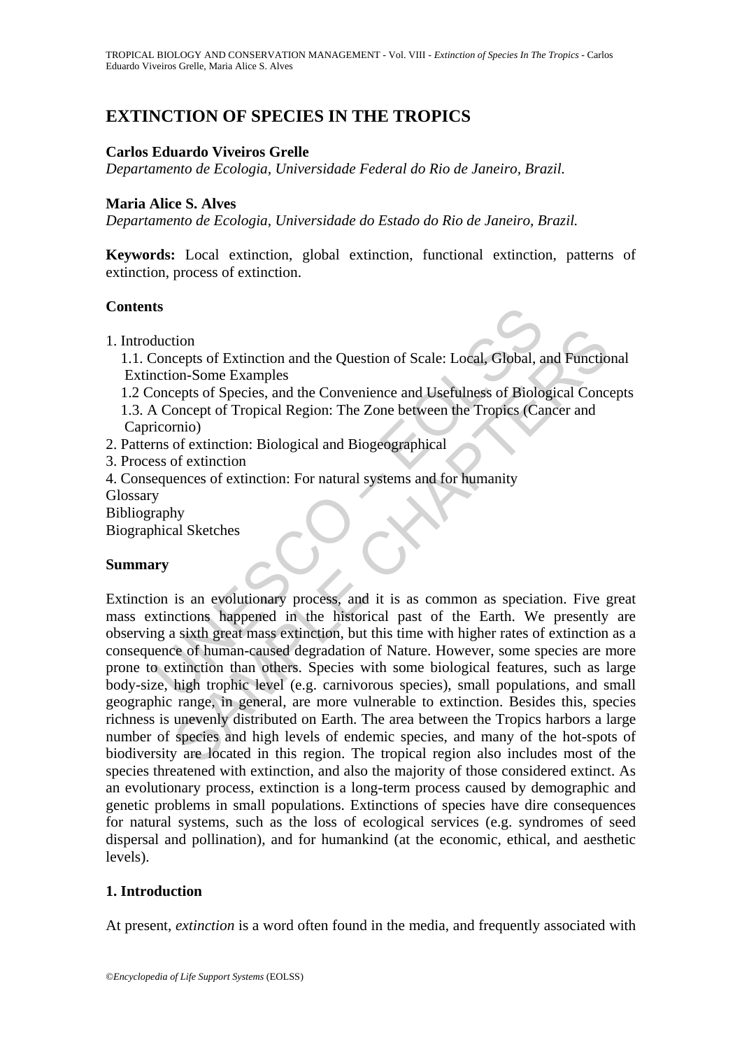# EXTINCTION OF SPECIES IN THE TROPICS

**Carlos Eduardo Viveiros Grelle**

*Departamento de Ecologia, Universidade Federal do Rio de Janeiro, Brazil.*

**Maria Alice S. Alves**

*Departamento de Ecologia, Universidade do Estado do Rio de Janeiro, Brazil.*

**Keywords:** Local extinction, global extinction, functional extinction, patterns of extinction, process of extinction.

**Contents**

1. Introduction
   1.1. Concepts of Extinction and the Question of Scale: Local, Global, and Functional Extinction-Some Examples
   1.2 Concepts of Species, and the Convenience and Usefulness of Biological Concepts
   1.3. A Concept of Tropical Region: The Zone between the Tropics (Cancer and Capricornio)
2. Patterns of extinction: Biological and Biogeographical
3. Process of extinction
4. Consequences of extinction: For natural systems and for humanity

Glossary
Bibliography
Biographical Sketches

**Summary**

Extinction is an evolutionary process, and it is as common as speciation. Five great mass extinctions happened in the historical past of the Earth. We presently are observing a sixth great mass extinction, but this time with higher rates of extinction as a consequence of human-caused degradation of Nature. However, some species are more prone to extinction than others. Species with some biological features, such as large body-size, high trophic level (e.g. carnivorous species), small populations, and small geographic range, in general, are more vulnerable to extinction. Besides this, species richness is unevenly distributed on Earth. The area between the Tropics harbors a large number of species and high levels of endemic species, and many of the hot-spots of biodiversity are located in this region. The tropical region also includes most of the species threatened with extinction, and also the majority of those considered extinct. As an evolutionary process, extinction is a long-term process caused by demographic and genetic problems in small populations. Extinctions of species have dire consequences for natural systems, such as the loss of ecological services (e.g. syndromes of seed dispersal and pollination), and for humankind (at the economic, ethical, and aesthetic levels).

## 1. Introduction

At present, *extinction* is a word often found in the media, and frequently associated with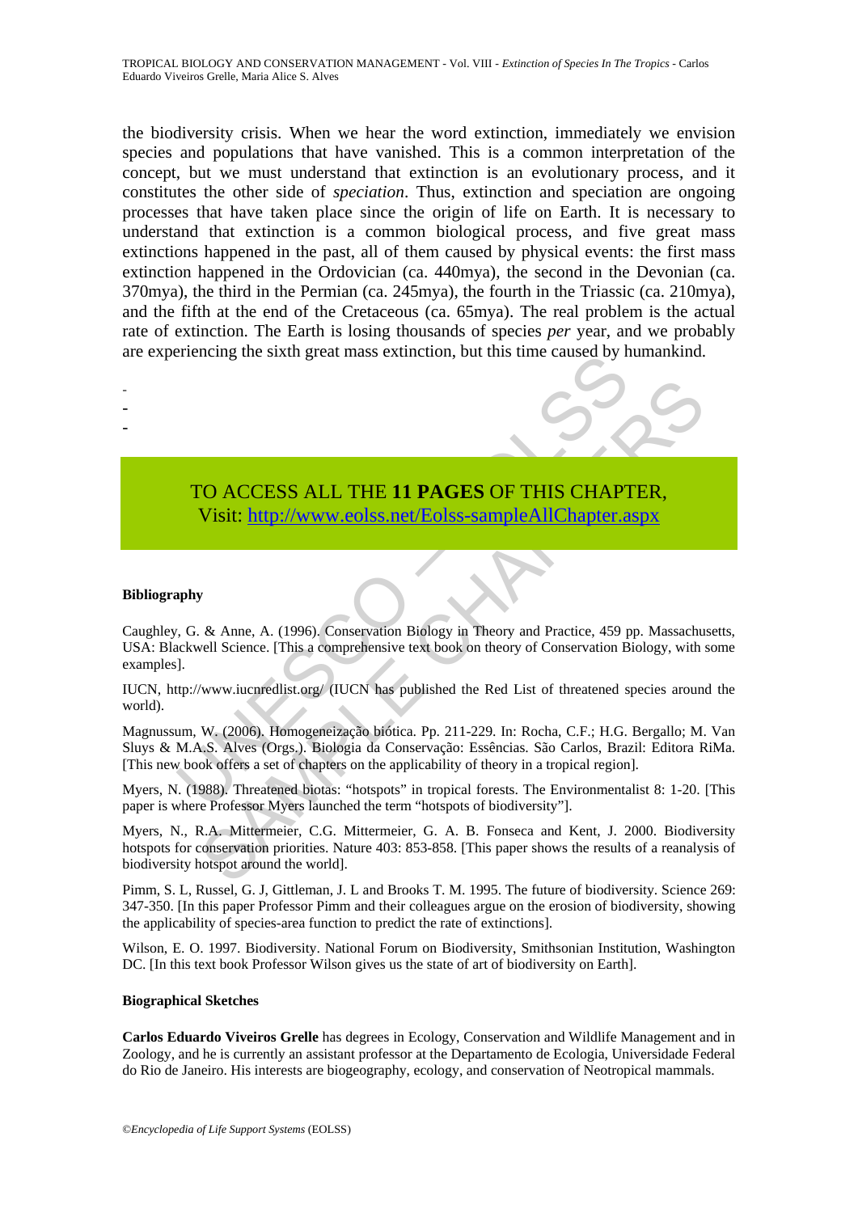the biodiversity crisis. When we hear the word extinction, immediately we envision species and populations that have vanished. This is a common interpretation of the concept, but we must understand that extinction is an evolutionary process, and it constitutes the other side of *speciation*. Thus, extinction and speciation are ongoing processes that have taken place since the origin of life on Earth. It is necessary to understand that extinction is a common biological process, and five great mass extinctions happened in the past, all of them caused by physical events: the first mass extinction happened in the Ordovician (ca. 440mya), the second in the Devonian (ca. 370mya), the third in the Permian (ca. 245mya), the fourth in the Triassic (ca. 210mya), and the fifth at the end of the Cretaceous (ca. 65mya). The real problem is the actual rate of extinction. The Earth is losing thousands of species *per* year, and we probably are experiencing the sixth great mass extinction, but this time caused by humankind.

-
-
-

TO ACCESS ALL THE **11 PAGES** OF THIS CHAPTER,
Visit: http://www.eolss.net/Eolss-sampleAllChapter.aspx

**Bibliography**

Caughley, G. & Anne, A. (1996). Conservation Biology in Theory and Practice, 459 pp. Massachusetts, USA: Blackwell Science. [This a comprehensive text book on theory of Conservation Biology, with some examples].

IUCN, http://www.iucnredlist.org/ (IUCN has published the Red List of threatened species around the world).

Magnussum, W. (2006). Homogeneização biótica. Pp. 211-229. In: Rocha, C.F.; H.G. Bergallo; M. Van Sluys & M.A.S. Alves (Orgs.). Biologia da Conservação: Essências. São Carlos, Brazil: Editora RiMa. [This new book offers a set of chapters on the applicability of theory in a tropical region].

Myers, N. (1988). Threatened biotas: "hotspots" in tropical forests. The Environmentalist 8: 1-20. [This paper is where Professor Myers launched the term "hotspots of biodiversity"].

Myers, N., R.A. Mittermeier, C.G. Mittermeier, G. A. B. Fonseca and Kent, J. 2000. Biodiversity hotspots for conservation priorities. Nature 403: 853-858. [This paper shows the results of a reanalysis of biodiversity hotspot around the world].

Pimm, S. L, Russel, G. J, Gittleman, J. L and Brooks T. M. 1995. The future of biodiversity. Science 269: 347-350. [In this paper Professor Pimm and their colleagues argue on the erosion of biodiversity, showing the applicability of species-area function to predict the rate of extinctions].

Wilson, E. O. 1997. Biodiversity. National Forum on Biodiversity, Smithsonian Institution, Washington DC. [In this text book Professor Wilson gives us the state of art of biodiversity on Earth].

**Biographical Sketches**

**Carlos Eduardo Viveiros Grelle** has degrees in Ecology, Conservation and Wildlife Management and in Zoology, and he is currently an assistant professor at the Departamento de Ecologia, Universidade Federal do Rio de Janeiro. His interests are biogeography, ecology, and conservation of Neotropical mammals.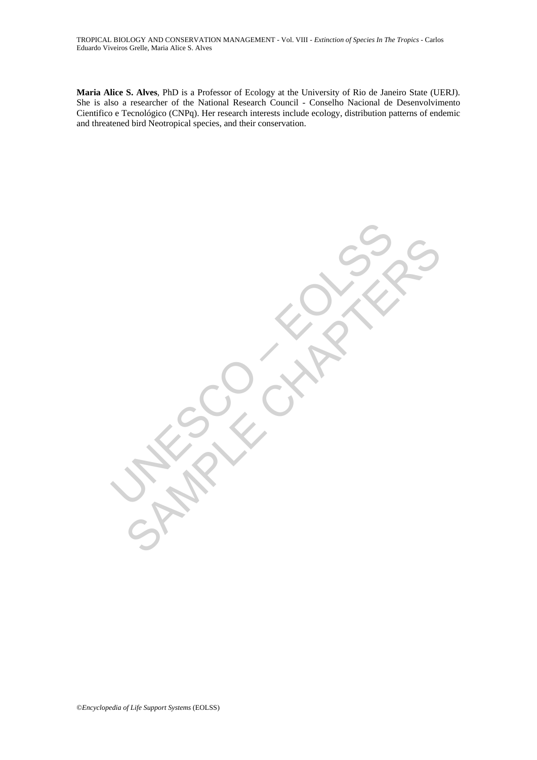**Maria Alice S. Alves**, PhD is a Professor of Ecology at the University of Rio de Janeiro State (UERJ). She is also a researcher of the National Research Council - Conselho Nacional de Desenvolvimento Cientifico e Tecnológico (CNPq). Her research interests include ecology, distribution patterns of endemic and threatened bird Neotropical species, and their conservation.